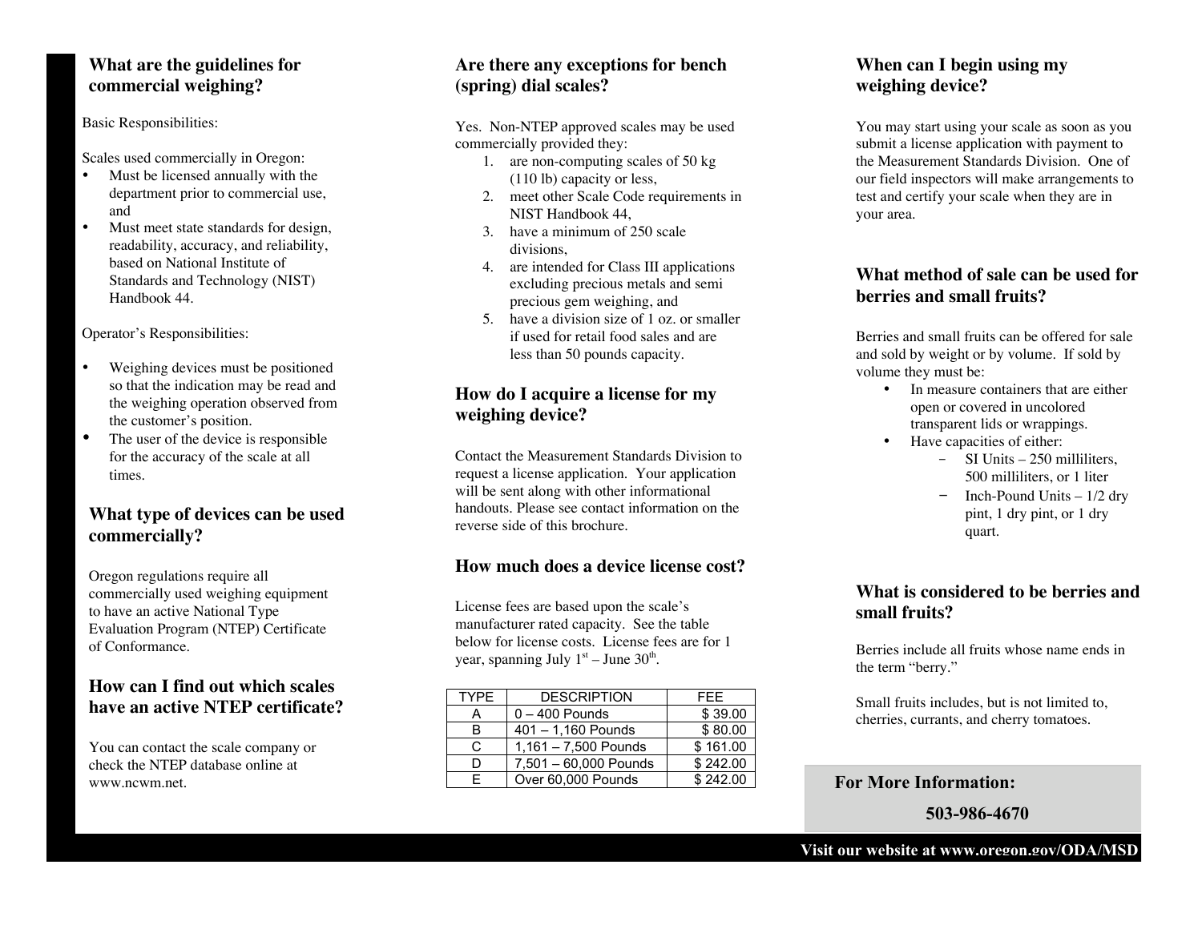## What are the guidelines for commercial weighing?

Basic Responsibilities:

Scales used commercially in Oregon:

- Must be licensed annually with the department prior to commercial use, and
- Must meet state standards for design, readability, accuracy, and reliability, based on National Institute of Standards and Technology (NIST) Handbook 44.

Operator's Responsibilities:

- Weighing devices must be positioned so that the indication may be read and the weighing operation observed from the customer's position.
- The user of the device is responsible for the accuracy of the scale at all times.

## What type of devices can be used commercially?

Oregon regulations require all commercially used weighing equipment to have an active National Type Evaluation Program (NTEP) Certificate of Conformance.

## How can I find out which scales have an active NTEP certificate?

You can contact the scale company or check the NTEP database online at www.ncwm.net.

## Are there any exceptions for bench (spring) dial scales?

Yes. Non-NTEP approved scales may be used commercially provided they:

1. are non-computing scales of 50 kg (110 lb) capacity or less,
2. meet other Scale Code requirements in NIST Handbook 44,
3. have a minimum of 250 scale divisions,
4. are intended for Class III applications excluding precious metals and semi precious gem weighing, and
5. have a division size of 1 oz. or smaller if used for retail food sales and are less than 50 pounds capacity.

## How do I acquire a license for my weighing device?

Contact the Measurement Standards Division to request a license application. Your application will be sent along with other informational handouts. Please see contact information on the reverse side of this brochure.

## How much does a device license cost?

License fees are based upon the scale's manufacturer rated capacity. See the table below for license costs. License fees are for 1 year, spanning July 1st – June 30th.

| TYPE | DESCRIPTION | FEE |
|---|---|---|
| A | 0 – 400 Pounds | $ 39.00 |
| B | 401 – 1,160 Pounds | $ 80.00 |
| C | 1,161 – 7,500 Pounds | $ 161.00 |
| D | 7,501 – 60,000 Pounds | $ 242.00 |
| E | Over 60,000 Pounds | $ 242.00 |

## When can I begin using my weighing device?

You may start using your scale as soon as you submit a license application with payment to the Measurement Standards Division. One of our field inspectors will make arrangements to test and certify your scale when they are in your area.

## What method of sale can be used for berries and small fruits?

Berries and small fruits can be offered for sale and sold by weight or by volume. If sold by volume they must be:

- In measure containers that are either open or covered in uncolored transparent lids or wrappings.
- Have capacities of either:
  - SI Units – 250 milliliters, 500 milliliters, or 1 liter
  - Inch-Pound Units – 1/2 dry pint, 1 dry pint, or 1 dry quart.

## What is considered to be berries and small fruits?

Berries include all fruits whose name ends in the term "berry."

Small fruits includes, but is not limited to, cherries, currants, and cherry tomatoes.

**For More Information:**

**503-986-4670**

**Visit our website at www.oregon.gov/ODA/MSD**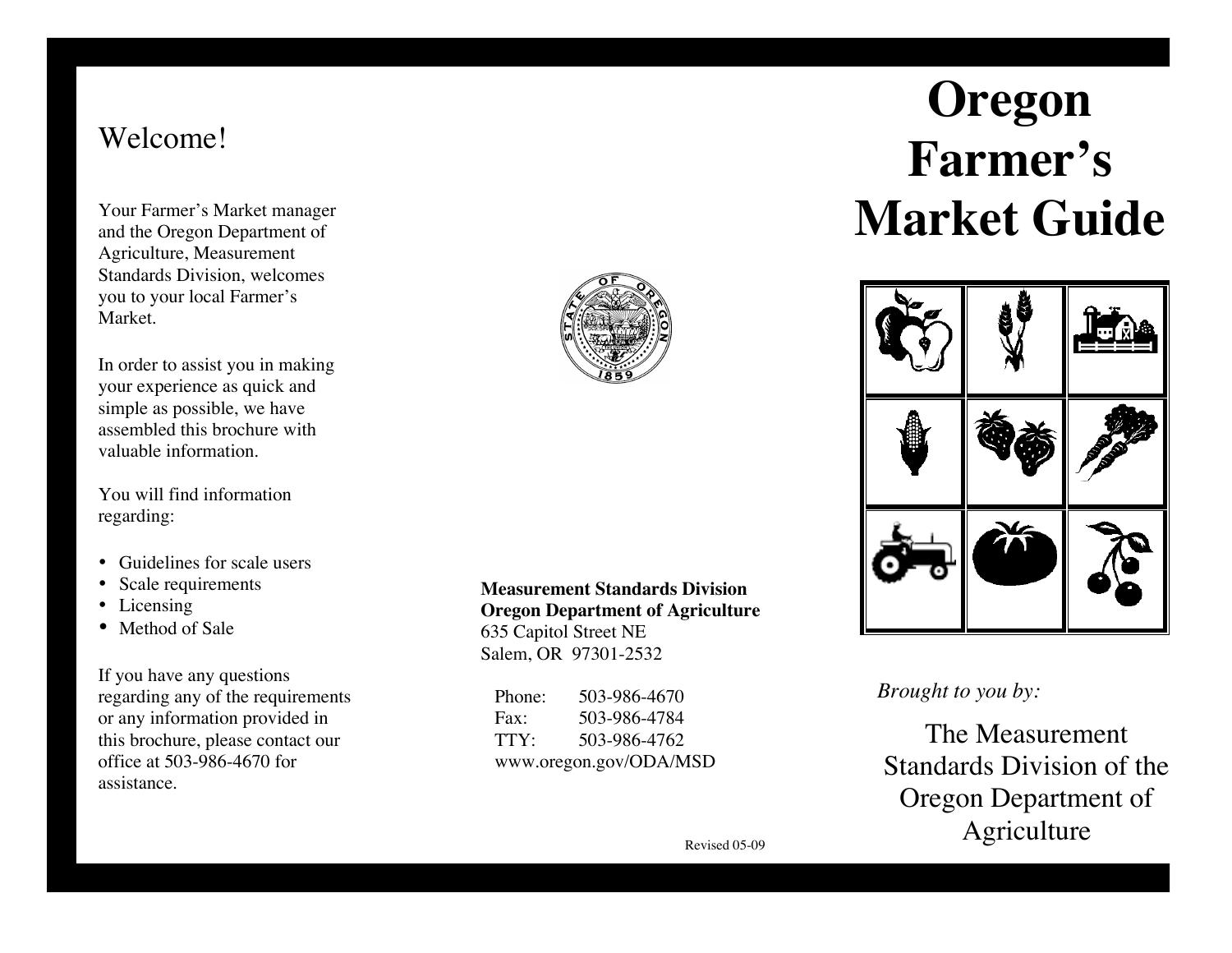Welcome!

Your Farmer's Market manager and the Oregon Department of Agriculture, Measurement Standards Division, welcomes you to your local Farmer's Market.

In order to assist you in making your experience as quick and simple as possible, we have assembled this brochure with valuable information.

You will find information regarding:

- Guidelines for scale users
- Scale requirements
- Licensing
- Method of Sale

If you have any questions regarding any of the requirements or any information provided in this brochure, please contact our office at 503-986-4670 for assistance.

**Measurement Standards Division**
**Oregon Department of Agriculture**
635 Capitol Street NE
Salem, OR 97301-2532

Phone: 503-986-4670
Fax: 503-986-4784
TTY: 503-986-4762
www.oregon.gov/ODA/MSD

Revised 05-09

# Oregon Farmer's Market Guide

*Brought to you by:*

The Measurement Standards Division of the Oregon Department of Agriculture